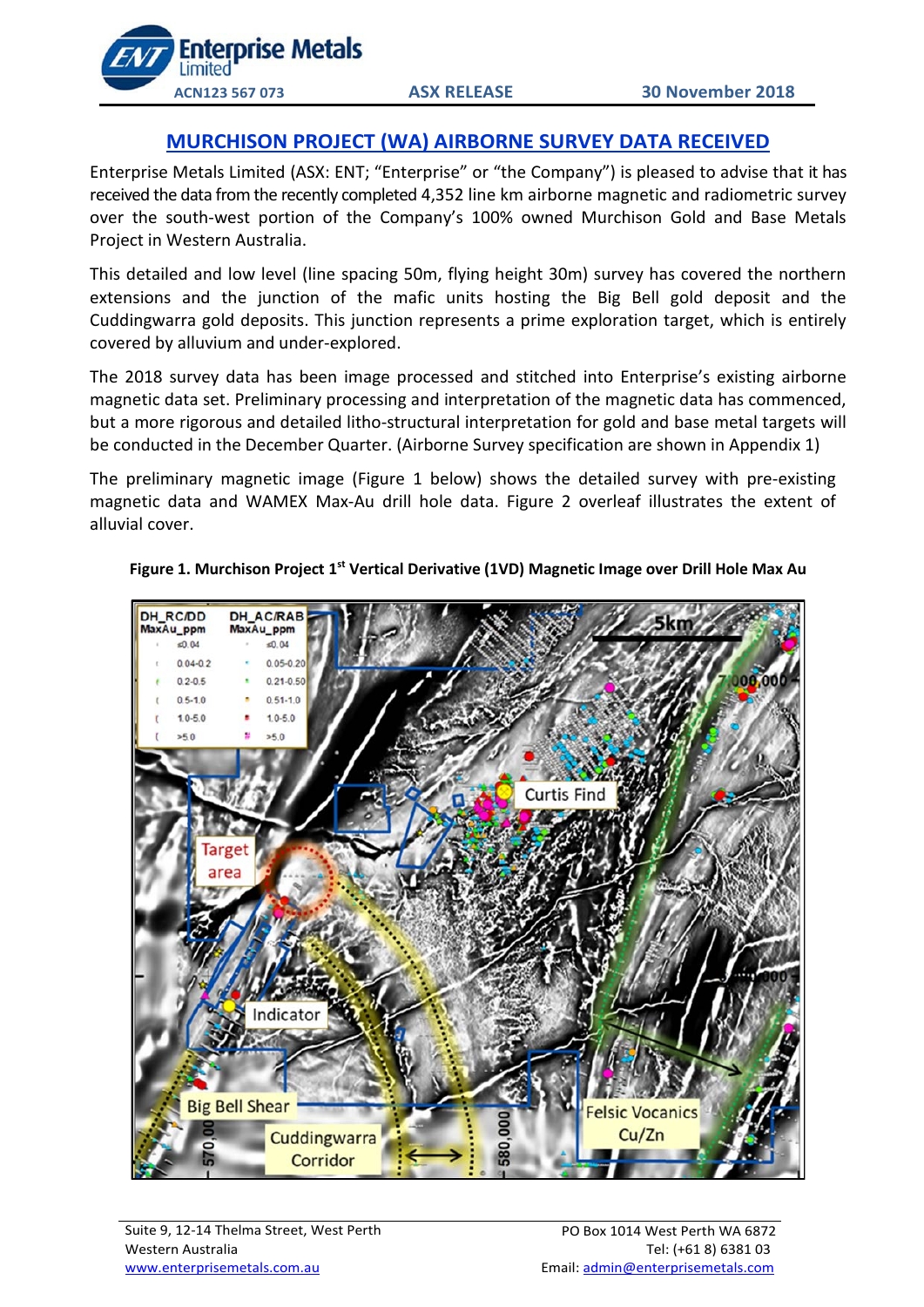Enterprise Metals Limited

ACN123 567 073 | ASX RELEASE | 30 November 2018

# MURCHISON PROJECT (WA) AIRBORNE SURVEY DATA RECEIVED

Enterprise Metals Limited (ASX: ENT; "Enterprise" or "the Company") is pleased to advise that it has received the data from the recently completed 4,352 line km airborne magnetic and radiometric survey over the south-west portion of the Company's 100% owned Murchison Gold and Base Metals Project in Western Australia.

This detailed and low level (line spacing 50m, flying height 30m) survey has covered the northern extensions and the junction of the mafic units hosting the Big Bell gold deposit and the Cuddingwarra gold deposits. This junction represents a prime exploration target, which is entirely covered by alluvium and under-explored.

The 2018 survey data has been image processed and stitched into Enterprise's existing airborne magnetic data set. Preliminary processing and interpretation of the magnetic data has commenced, but a more rigorous and detailed litho-structural interpretation for gold and base metal targets will be conducted in the December Quarter. (Airborne Survey specification are shown in Appendix 1)

The preliminary magnetic image (Figure 1 below) shows the detailed survey with pre-existing magnetic data and WAMEX Max-Au drill hole data. Figure 2 overleaf illustrates the extent of alluvial cover.

**Figure 1. Murchison Project 1st Vertical Derivative (1VD) Magnetic Image over Drill Hole Max Au**

Suite 9, 12-14 Thelma Street, West Perth
Western Australia
www.enterprisemetals.com.au

PO Box 1014 West Perth WA 6872
Tel: (+61 8) 6381 03
Email: admin@enterprisemetals.com.au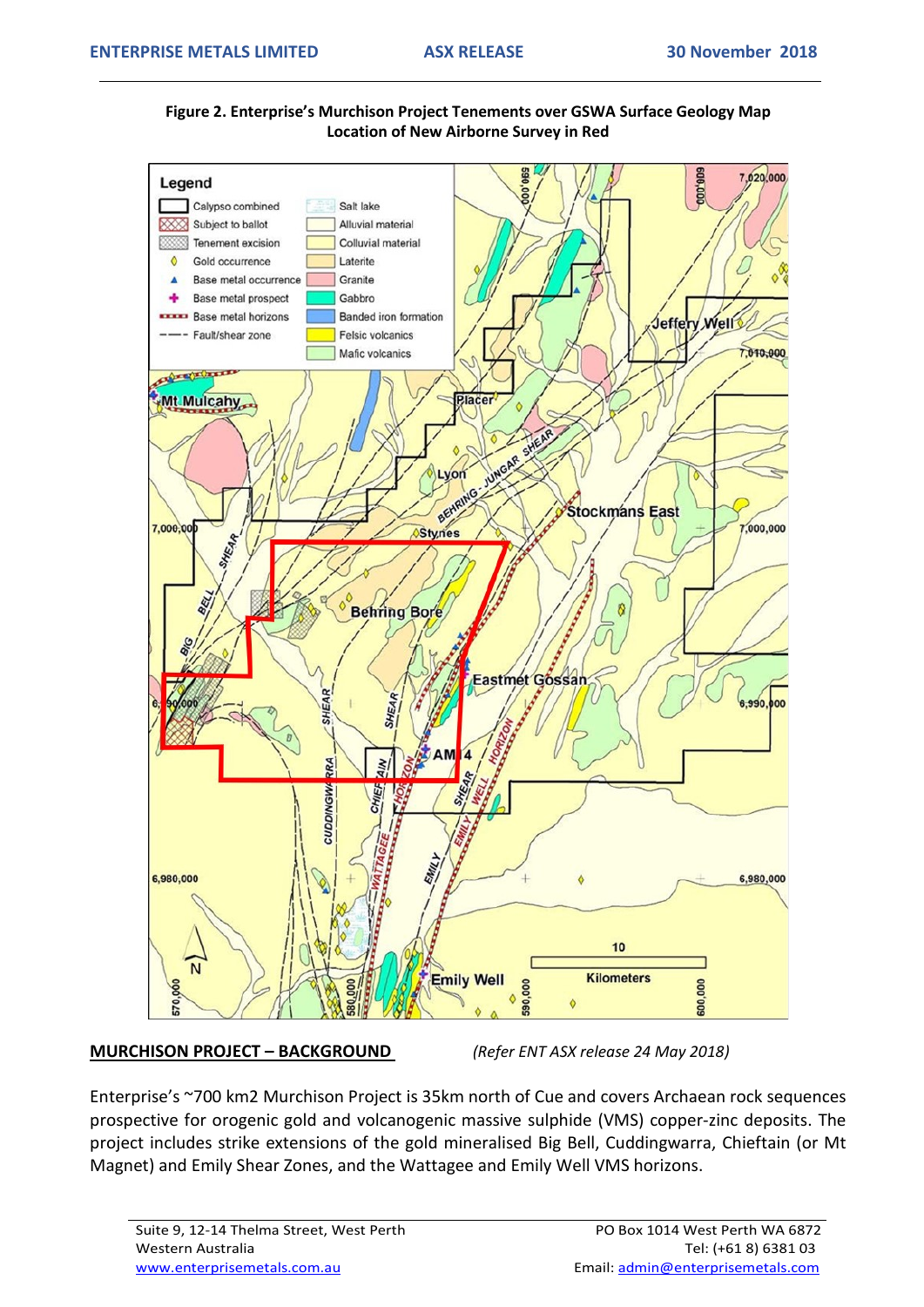**Figure 2. Enterprise's Murchison Project Tenements over GSWA Surface Geology Map Location of New Airborne Survey in Red**

**MURCHISON PROJECT – BACKGROUND** *(Refer ENT ASX release 24 May 2018)*

Enterprise's ~700 km2 Murchison Project is 35km north of Cue and covers Archaean rock sequences prospective for orogenic gold and volcanogenic massive sulphide (VMS) copper-zinc deposits. The project includes strike extensions of the gold mineralised Big Bell, Cuddingwarra, Chieftain (or Mt Magnet) and Emily Shear Zones, and the Wattagee and Emily Well VMS horizons.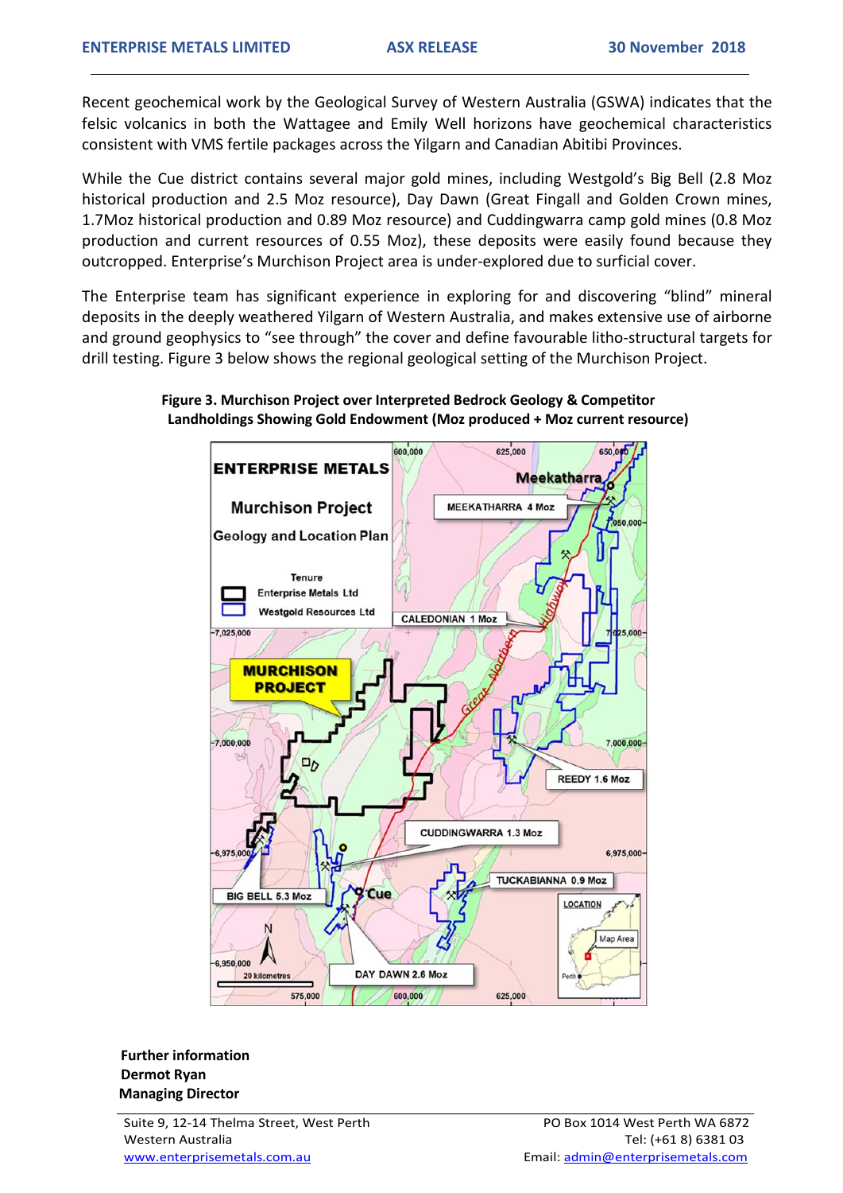Recent geochemical work by the Geological Survey of Western Australia (GSWA) indicates that the felsic volcanics in both the Wattagee and Emily Well horizons have geochemical characteristics consistent with VMS fertile packages across the Yilgarn and Canadian Abitibi Provinces.

While the Cue district contains several major gold mines, including Westgold's Big Bell (2.8 Moz historical production and 2.5 Moz resource), Day Dawn (Great Fingall and Golden Crown mines, 1.7Moz historical production and 0.89 Moz resource) and Cuddingwarra camp gold mines (0.8 Moz production and current resources of 0.55 Moz), these deposits were easily found because they outcropped. Enterprise's Murchison Project area is under-explored due to surficial cover.

The Enterprise team has significant experience in exploring for and discovering "blind" mineral deposits in the deeply weathered Yilgarn of Western Australia, and makes extensive use of airborne and ground geophysics to "see through" the cover and define favourable litho-structural targets for drill testing. Figure 3 below shows the regional geological setting of the Murchison Project.

**Figure 3. Murchison Project over Interpreted Bedrock Geology & Competitor Landholdings Showing Gold Endowment (Moz produced + Moz current resource)**

**Further information**
**Dermot Ryan**
**Managing Director**

Suite 9, 12-14 Thelma Street, West Perth
Western Australia
www.enterprisemetals.com.au

PO Box 1014 West Perth WA 6872
Tel: (+61 8) 6381 03
Email: admin@enterprisemetals.com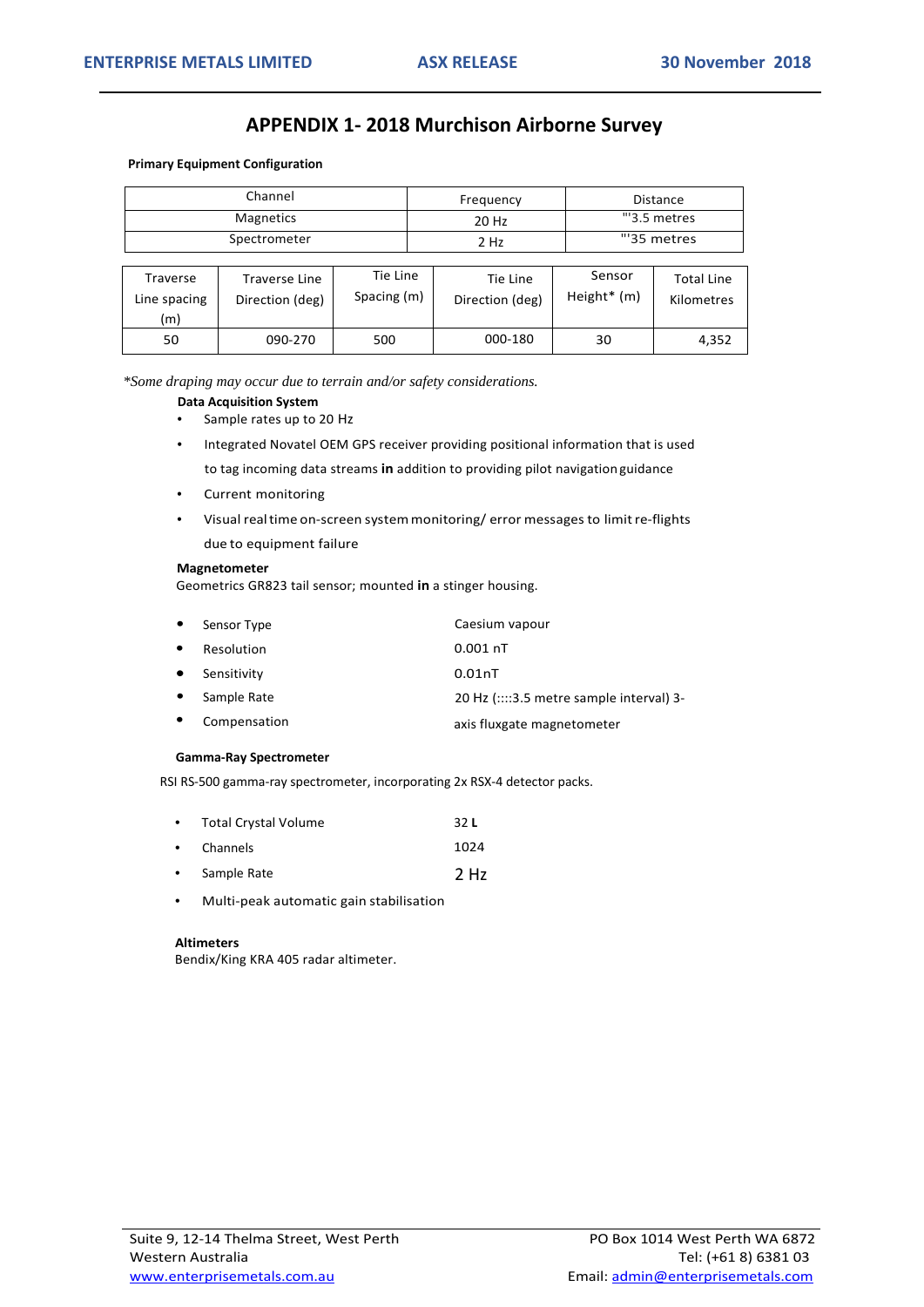# APPENDIX 1- 2018 Murchison Airborne Survey

**Primary Equipment Configuration**

| Channel | Frequency | Distance |
|---|---|---|
| Magnetics | 20 Hz | "'3.5 metres |
| Spectrometer | 2 Hz | "'35 metres |

| Traverse Line spacing (m) | Traverse Line Direction (deg) | Tie Line Spacing (m) | Tie Line Direction (deg) | Sensor Height* (m) | Total Line Kilometres |
|---|---|---|---|---|---|
| 50 | 090-270 | 500 | 000-180 | 30 | 4,352 |

*\*Some draping may occur due to terrain and/or safety considerations.*

**Data Acquisition System**

- Sample rates up to 20 Hz
- Integrated Novatel OEM GPS receiver providing positional information that is used to tag incoming data streams **in** addition to providing pilot navigation guidance
- Current monitoring
- Visual real time on-screen system monitoring/ error messages to limit re-flights due to equipment failure

**Magnetometer**

Geometrics GR823 tail sensor; mounted **in** a stinger housing.

- Sensor Type — Caesium vapour
- Resolution — 0.001 nT
- Sensitivity — 0.01nT
- Sample Rate — 20 Hz (::::3.5 metre sample interval) 3-
- Compensation — axis fluxgate magnetometer

**Gamma-Ray Spectrometer**

RSI RS-500 gamma-ray spectrometer, incorporating 2x RSX-4 detector packs.

- Total Crystal Volume — 32 **L**
- Channels — 1024
- Sample Rate — 2 Hz
- Multi-peak automatic gain stabilisation

**Altimeters**

Bendix/King KRA 405 radar altimeter.

Suite 9, 12-14 Thelma Street, West Perth
Western Australia
www.enterprisemetals.com.au

PO Box 1014 West Perth WA 6872
Tel: (+61 8) 6381 03
Email: admin@enterprisemetals.com